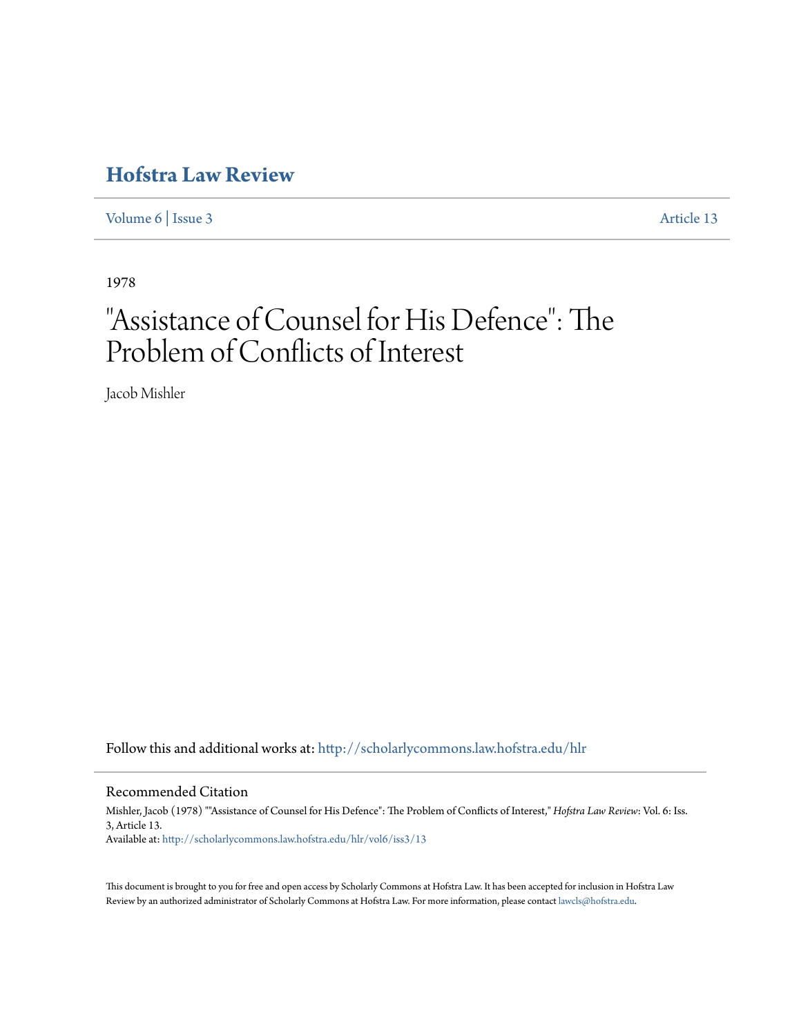# Hofstra Law Review

Volume 6 | Issue 3 Article 13

1978

# "Assistance of Counsel for His Defence": The Problem of Conflicts of Interest

Jacob Mishler

Follow this and additional works at: http://scholarlycommons.law.hofstra.edu/hlr

## Recommended Citation

Mishler, Jacob (1978) ""Assistance of Counsel for His Defence": The Problem of Conflicts of Interest," *Hofstra Law Review*: Vol. 6: Iss. 3, Article 13.

Available at: http://scholarlycommons.law.hofstra.edu/hlr/vol6/iss3/13

This document is brought to you for free and open access by Scholarly Commons at Hofstra Law. It has been accepted for inclusion in Hofstra Law Review by an authorized administrator of Scholarly Commons at Hofstra Law. For more information, please contact lawcls@hofstra.edu.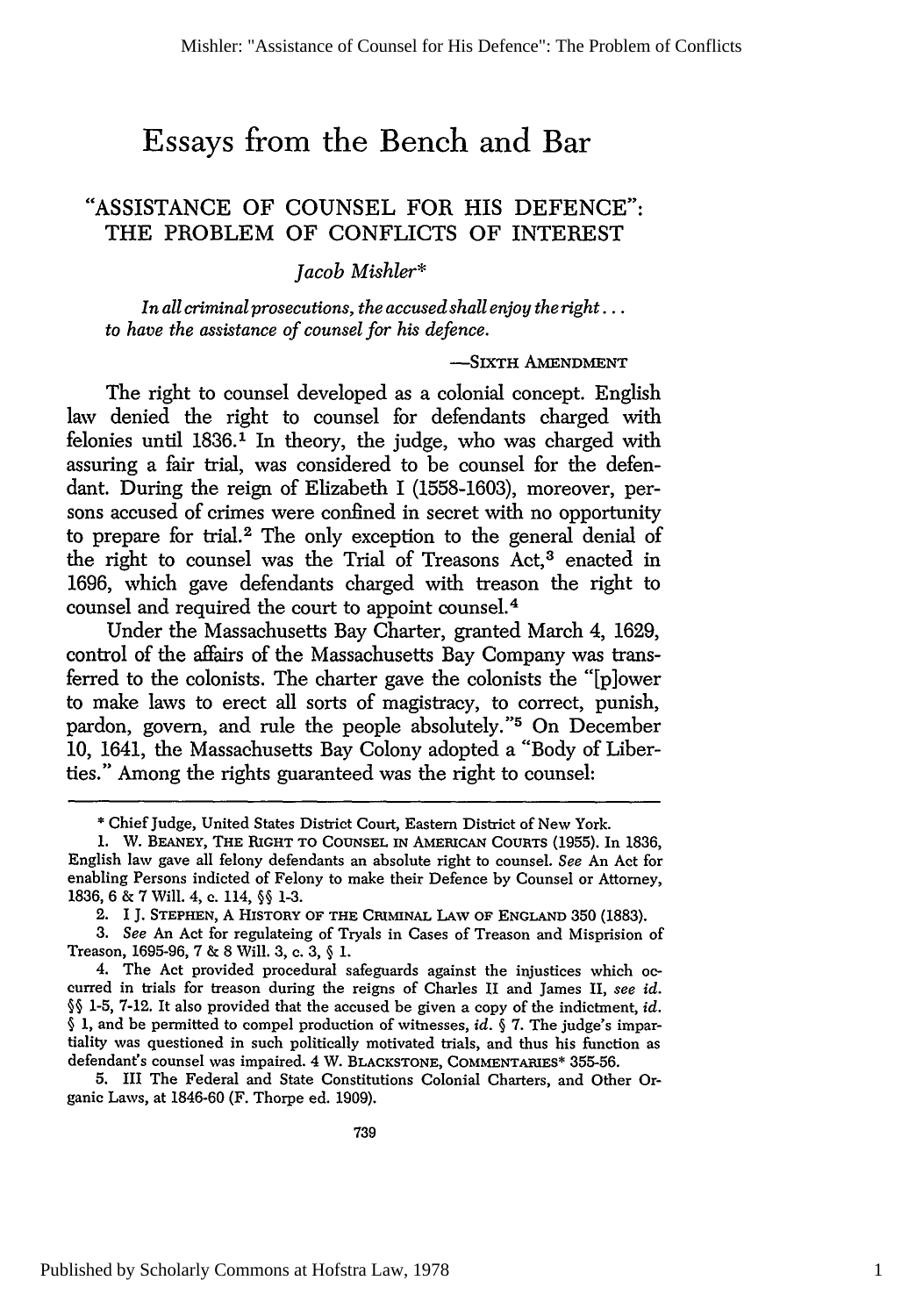# Essays from the Bench and Bar

## "ASSISTANCE OF COUNSEL FOR HIS DEFENCE": THE PROBLEM OF CONFLICTS OF INTEREST

*Jacob Mishler\**

> *In all criminal prosecutions, the accused shall enjoy the right . . . to have the assistance of counsel for his defence.*
>
> —SIXTH AMENDMENT

The right to counsel developed as a colonial concept. English law denied the right to counsel for defendants charged with felonies until 1836.[1] In theory, the judge, who was charged with assuring a fair trial, was considered to be counsel for the defendant. During the reign of Elizabeth I (1558-1603), moreover, persons accused of crimes were confined in secret with no opportunity to prepare for trial.[2] The only exception to the general denial of the right to counsel was the Trial of Treasons Act,[3] enacted in 1696, which gave defendants charged with treason the right to counsel and required the court to appoint counsel.[4]

Under the Massachusetts Bay Charter, granted March 4, 1629, control of the affairs of the Massachusetts Bay Company was transferred to the colonists. The charter gave the colonists the "[p]ower to make laws to erect all sorts of magistracy, to correct, punish, pardon, govern, and rule the people absolutely."[5] On December 10, 1641, the Massachusetts Bay Colony adopted a "Body of Liberties." Among the rights guaranteed was the right to counsel:

---

\* Chief Judge, United States District Court, Eastern District of New York.

1. W. BEANEY, THE RIGHT TO COUNSEL IN AMERICAN COURTS (1955). In 1836, English law gave all felony defendants an absolute right to counsel. *See* An Act for enabling Persons indicted of Felony to make their Defence by Counsel or Attorney, 1836, 6 & 7 Will. 4, c. 114, §§ 1-3.

2. I J. STEPHEN, A HISTORY OF THE CRIMINAL LAW OF ENGLAND 350 (1883).

3. *See* An Act for regulateing of Tryals in Cases of Treason and Misprision of Treason, 1695-96, 7 & 8 Will. 3, c. 3, § 1.

4. The Act provided procedural safeguards against the injustices which occurred in trials for treason during the reigns of Charles II and James II, *see id.* §§ 1-5, 7-12. It also provided that the accused be given a copy of the indictment, *id.* § 1, and be permitted to compel production of witnesses, *id.* § 7. The judge's impartiality was questioned in such politically motivated trials, and thus his function as defendant's counsel was impaired. 4 W. BLACKSTONE, COMMENTARIES\* 355-56.

5. III The Federal and State Constitutions Colonial Charters, and Other Organic Laws, at 1846-60 (F. Thorpe ed. 1909).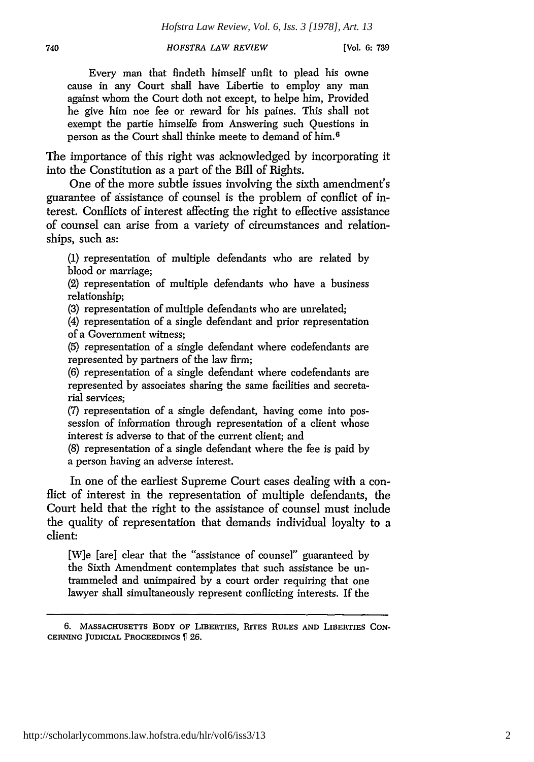> Every man that findeth himself unfit to plead his owne cause in any Court shall have Libertie to employ any man against whom the Court doth not except, to helpe him, Provided he give him noe fee or reward for his paines. This shall not exempt the partie himselfe from Answering such Questions in person as the Court shall thinke meete to demand of him.[6]

The importance of this right was acknowledged by incorporating it into the Constitution as a part of the Bill of Rights.

One of the more subtle issues involving the sixth amendment's guarantee of assistance of counsel is the problem of conflict of interest. Conflicts of interest affecting the right to effective assistance of counsel can arise from a variety of circumstances and relationships, such as:

> (1) representation of multiple defendants who are related by blood or marriage;
> (2) representation of multiple defendants who have a business relationship;
> (3) representation of multiple defendants who are unrelated;
> (4) representation of a single defendant and prior representation of a Government witness;
> (5) representation of a single defendant where codefendants are represented by partners of the law firm;
> (6) representation of a single defendant where codefendants are represented by associates sharing the same facilities and secretarial services;
> (7) representation of a single defendant, having come into possession of information through representation of a client whose interest is adverse to that of the current client; and
> (8) representation of a single defendant where the fee is paid by a person having an adverse interest.

In one of the earliest Supreme Court cases dealing with a conflict of interest in the representation of multiple defendants, the Court held that the right to the assistance of counsel must include the quality of representation that demands individual loyalty to a client:

> [W]e [are] clear that the "assistance of counsel" guaranteed by the Sixth Amendment contemplates that such assistance be untrammeled and unimpaired by a court order requiring that one lawyer shall simultaneously represent conflicting interests. If the

6. MASSACHUSETTS BODY OF LIBERTIES, RITES RULES AND LIBERTIES CONCERNING JUDICIAL PROCEEDINGS ¶ 26.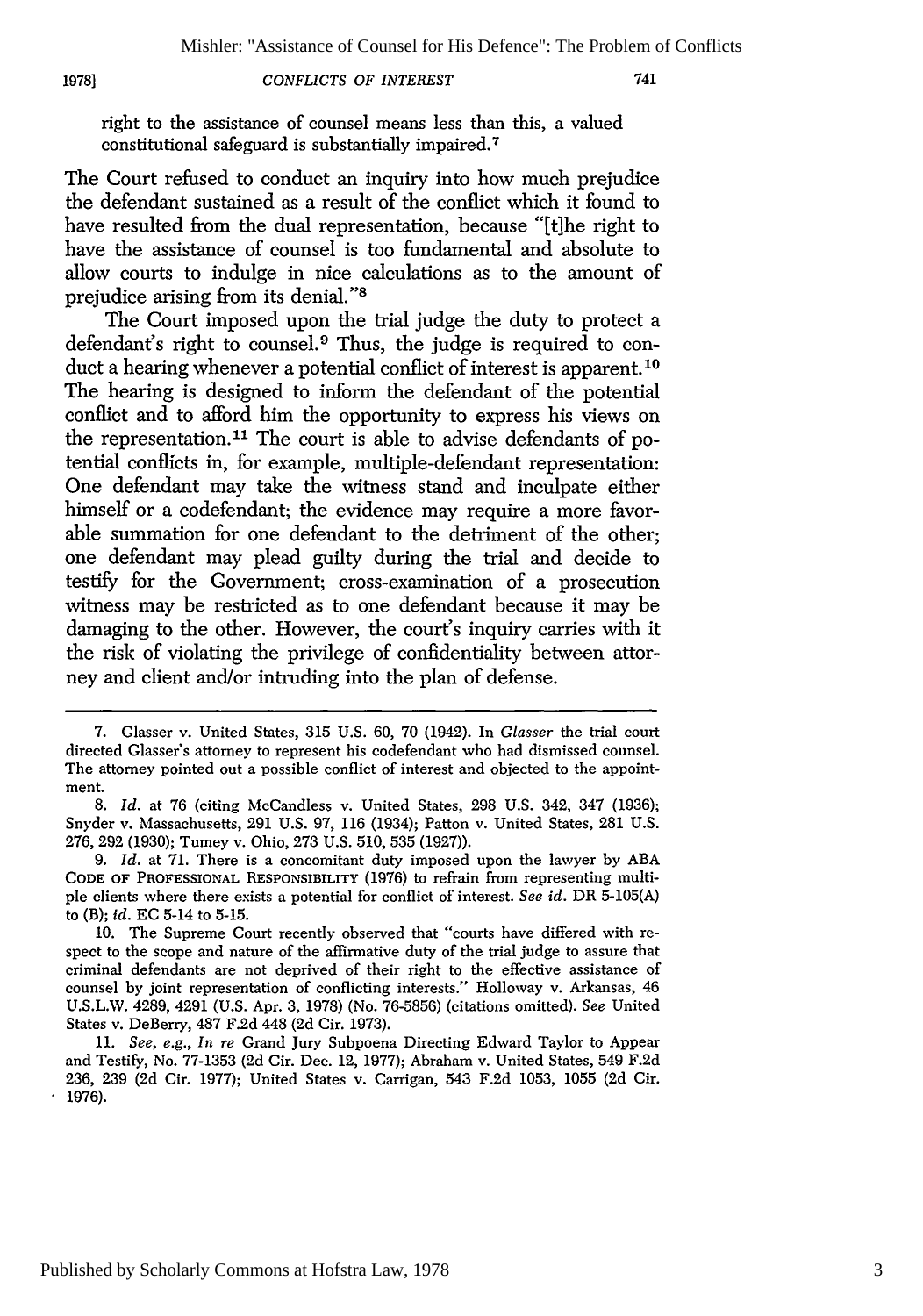right to the assistance of counsel means less than this, a valued constitutional safeguard is substantially impaired.[7]

The Court refused to conduct an inquiry into how much prejudice the defendant sustained as a result of the conflict which it found to have resulted from the dual representation, because "[t]he right to have the assistance of counsel is too fundamental and absolute to allow courts to indulge in nice calculations as to the amount of prejudice arising from its denial."[8]

The Court imposed upon the trial judge the duty to protect a defendant's right to counsel.[9] Thus, the judge is required to conduct a hearing whenever a potential conflict of interest is apparent.[10] The hearing is designed to inform the defendant of the potential conflict and to afford him the opportunity to express his views on the representation.[11] The court is able to advise defendants of potential conflicts in, for example, multiple-defendant representation: One defendant may take the witness stand and inculpate either himself or a codefendant; the evidence may require a more favorable summation for one defendant to the detriment of the other; one defendant may plead guilty during the trial and decide to testify for the Government; cross-examination of a prosecution witness may be restricted as to one defendant because it may be damaging to the other. However, the court's inquiry carries with it the risk of violating the privilege of confidentiality between attorney and client and/or intruding into the plan of defense.

---

7. Glasser v. United States, 315 U.S. 60, 70 (1942). In *Glasser* the trial court directed Glasser's attorney to represent his codefendant who had dismissed counsel. The attorney pointed out a possible conflict of interest and objected to the appointment.

8. *Id.* at 76 (citing McCandless v. United States, 298 U.S. 342, 347 (1936); Snyder v. Massachusetts, 291 U.S. 97, 116 (1934); Patton v. United States, 281 U.S. 276, 292 (1930); Tumey v. Ohio, 273 U.S. 510, 535 (1927)).

9. *Id.* at 71. There is a concomitant duty imposed upon the lawyer by ABA CODE OF PROFESSIONAL RESPONSIBILITY (1976) to refrain from representing multiple clients where there exists a potential for conflict of interest. *See id.* DR 5-105(A) to (B); *id.* EC 5-14 to 5-15.

10. The Supreme Court recently observed that "courts have differed with respect to the scope and nature of the affirmative duty of the trial judge to assure that criminal defendants are not deprived of their right to the effective assistance of counsel by joint representation of conflicting interests." Holloway v. Arkansas, 46 U.S.L.W. 4289, 4291 (U.S. Apr. 3, 1978) (No. 76-5856) (citations omitted). *See* United States v. DeBerry, 487 F.2d 448 (2d Cir. 1973).

11. *See, e.g., In re* Grand Jury Subpoena Directing Edward Taylor to Appear and Testify, No. 77-1353 (2d Cir. Dec. 12, 1977); Abraham v. United States, 549 F.2d 236, 239 (2d Cir. 1977); United States v. Carrigan, 543 F.2d 1053, 1055 (2d Cir. 1976).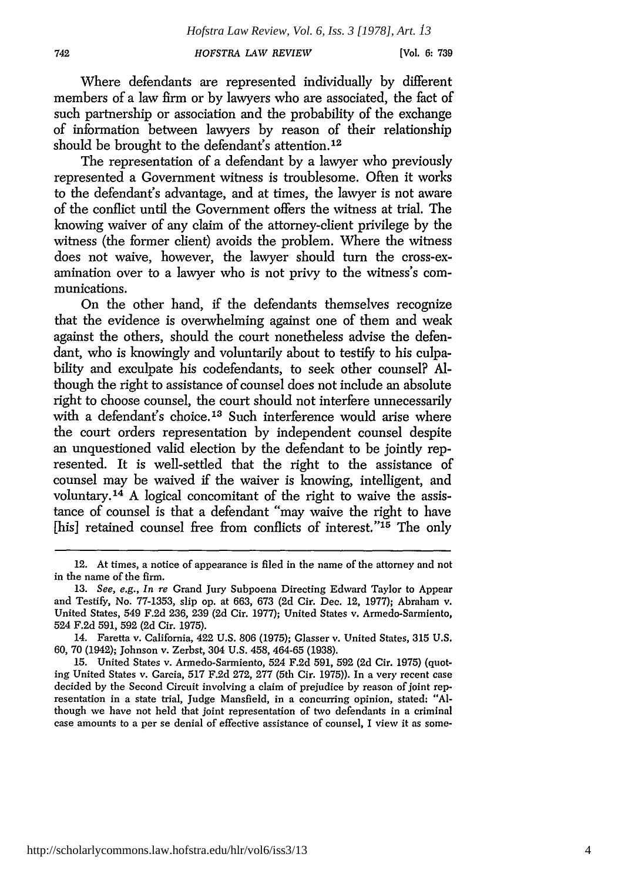Where defendants are represented individually by different members of a law firm or by lawyers who are associated, the fact of such partnership or association and the probability of the exchange of information between lawyers by reason of their relationship should be brought to the defendant's attention.[12]

The representation of a defendant by a lawyer who previously represented a Government witness is troublesome. Often it works to the defendant's advantage, and at times, the lawyer is not aware of the conflict until the Government offers the witness at trial. The knowing waiver of any claim of the attorney-client privilege by the witness (the former client) avoids the problem. Where the witness does not waive, however, the lawyer should turn the cross-examination over to a lawyer who is not privy to the witness's communications.

On the other hand, if the defendants themselves recognize that the evidence is overwhelming against one of them and weak against the others, should the court nonetheless advise the defendant, who is knowingly and voluntarily about to testify to his culpability and exculpate his codefendants, to seek other counsel? Although the right to assistance of counsel does not include an absolute right to choose counsel, the court should not interfere unnecessarily with a defendant's choice.[13] Such interference would arise where the court orders representation by independent counsel despite an unquestioned valid election by the defendant to be jointly represented. It is well-settled that the right to the assistance of counsel may be waived if the waiver is knowing, intelligent, and voluntary.[14] A logical concomitant of the right to waive the assistance of counsel is that a defendant "may waive the right to have [his] retained counsel free from conflicts of interest."[15] The only

---

12. At times, a notice of appearance is filed in the name of the attorney and not in the name of the firm.

13. *See, e.g., In re* Grand Jury Subpoena Directing Edward Taylor to Appear and Testify, No. 77-1353, slip op. at 663, 673 (2d Cir. Dec. 12, 1977); Abraham v. United States, 549 F.2d 236, 239 (2d Cir. 1977); United States v. Armedo-Sarmiento, 524 F.2d 591, 592 (2d Cir. 1975).

14. Faretta v. California, 422 U.S. 806 (1975); Glasser v. United States, 315 U.S. 60, 70 (1942); Johnson v. Zerbst, 304 U.S. 458, 464-65 (1938).

15. United States v. Armedo-Sarmiento, 524 F.2d 591, 592 (2d Cir. 1975) (quoting United States v. Garcia, 517 F.2d 272, 277 (5th Cir. 1975)). In a very recent case decided by the Second Circuit involving a claim of prejudice by reason of joint representation in a state trial, Judge Mansfield, in a concurring opinion, stated: "Although we have not held that joint representation of two defendants in a criminal case amounts to a per se denial of effective assistance of counsel, I view it as some-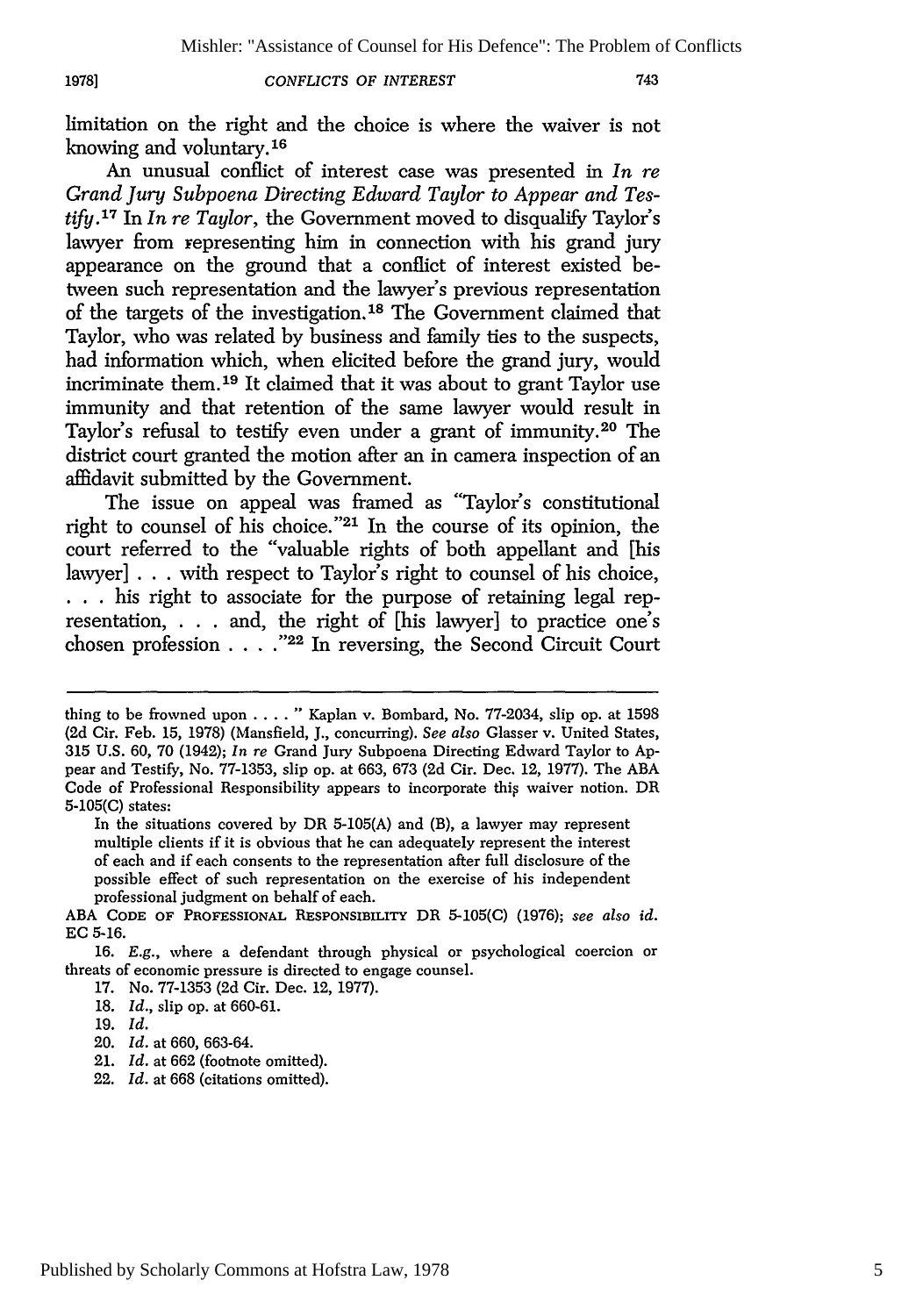limitation on the right and the choice is where the waiver is not knowing and voluntary.[16]

An unusual conflict of interest case was presented in *In re Grand Jury Subpoena Directing Edward Taylor to Appear and Testify*.[17] In *In re Taylor*, the Government moved to disqualify Taylor's lawyer from representing him in connection with his grand jury appearance on the ground that a conflict of interest existed between such representation and the lawyer's previous representation of the targets of the investigation.[18] The Government claimed that Taylor, who was related by business and family ties to the suspects, had information which, when elicited before the grand jury, would incriminate them.[19] It claimed that it was about to grant Taylor use immunity and that retention of the same lawyer would result in Taylor's refusal to testify even under a grant of immunity.[20] The district court granted the motion after an in camera inspection of an affidavit submitted by the Government.

The issue on appeal was framed as "Taylor's constitutional right to counsel of his choice."[21] In the course of its opinion, the court referred to the "valuable rights of both appellant and [his lawyer] . . . with respect to Taylor's right to counsel of his choice, . . . his right to associate for the purpose of retaining legal representation, . . . and, the right of [his lawyer] to practice one's chosen profession . . . ."[22] In reversing, the Second Circuit Court

---

thing to be frowned upon . . . . " Kaplan v. Bombard, No. 77-2034, slip op. at 1598 (2d Cir. Feb. 15, 1978) (Mansfield, J., concurring). *See also* Glasser v. United States, 315 U.S. 60, 70 (1942); *In re* Grand Jury Subpoena Directing Edward Taylor to Appear and Testify, No. 77-1353, slip op. at 663, 673 (2d Cir. Dec. 12, 1977). The ABA Code of Professional Responsibility appears to incorporate this waiver notion. DR 5-105(C) states:

> In the situations covered by DR 5-105(A) and (B), a lawyer may represent multiple clients if it is obvious that he can adequately represent the interest of each and if each consents to the representation after full disclosure of the possible effect of such representation on the exercise of his independent professional judgment on behalf of each.

ABA CODE OF PROFESSIONAL RESPONSIBILITY DR 5-105(C) (1976); *see also id.* EC 5-16.

16. *E.g.*, where a defendant through physical or psychological coercion or threats of economic pressure is directed to engage counsel.

17. No. 77-1353 (2d Cir. Dec. 12, 1977).

18. *Id.*, slip op. at 660-61.

19. *Id.*

20. *Id.* at 660, 663-64.

21. *Id.* at 662 (footnote omitted).

22. *Id.* at 668 (citations omitted).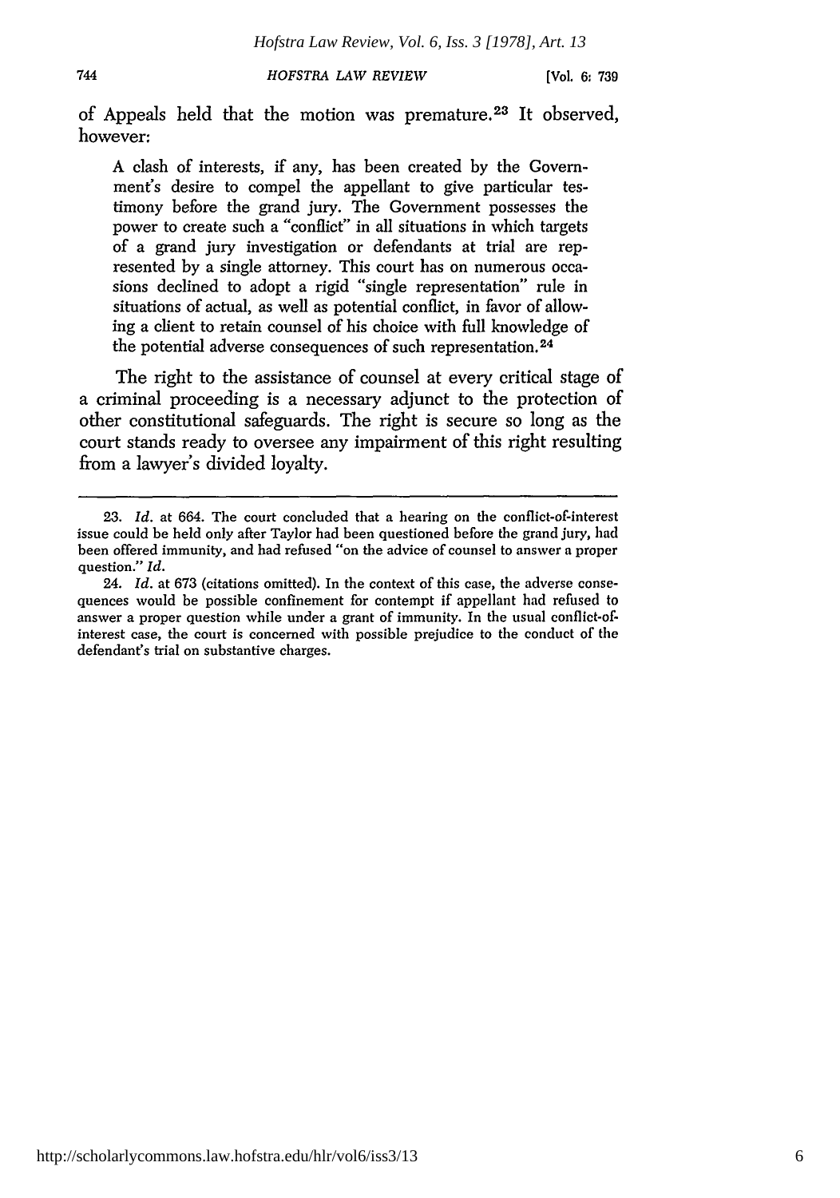of Appeals held that the motion was premature.[23] It observed, however:

> A clash of interests, if any, has been created by the Government's desire to compel the appellant to give particular testimony before the grand jury. The Government possesses the power to create such a "conflict" in all situations in which targets of a grand jury investigation or defendants at trial are represented by a single attorney. This court has on numerous occasions declined to adopt a rigid "single representation" rule in situations of actual, as well as potential conflict, in favor of allowing a client to retain counsel of his choice with full knowledge of the potential adverse consequences of such representation.[24]

The right to the assistance of counsel at every critical stage of a criminal proceeding is a necessary adjunct to the protection of other constitutional safeguards. The right is secure so long as the court stands ready to oversee any impairment of this right resulting from a lawyer's divided loyalty.

---

23. *Id.* at 664. The court concluded that a hearing on the conflict-of-interest issue could be held only after Taylor had been questioned before the grand jury, had been offered immunity, and had refused "on the advice of counsel to answer a proper question." *Id.*

24. *Id.* at 673 (citations omitted). In the context of this case, the adverse consequences would be possible confinement for contempt if appellant had refused to answer a proper question while under a grant of immunity. In the usual conflict-of-interest case, the court is concerned with possible prejudice to the conduct of the defendant's trial on substantive charges.